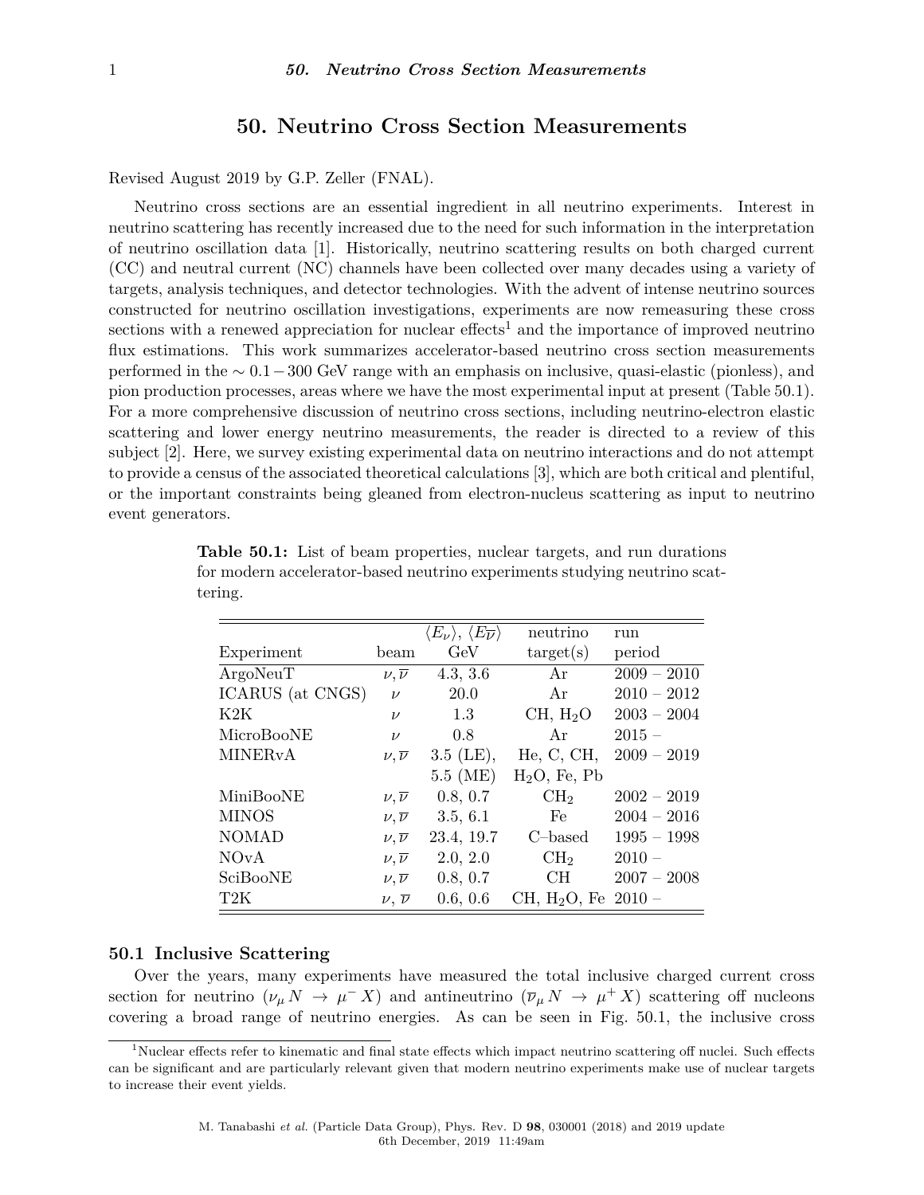# 50. Neutrino Cross Section Measurements

Revised August 2019 by G.P. Zeller (FNAL).

Neutrino cross sections are an essential ingredient in all neutrino experiments. Interest in neutrino scattering has recently increased due to the need for such information in the interpretation of neutrino oscillation data [1]. Historically, neutrino scattering results on both charged current (CC) and neutral current (NC) channels have been collected over many decades using a variety of targets, analysis techniques, and detector technologies. With the advent of intense neutrino sources constructed for neutrino oscillation investigations, experiments are now remeasuring these cross sections with a renewed appreciation for nuclear effects[1] and the importance of improved neutrino flux estimations. This work summarizes accelerator-based neutrino cross section measurements performed in the $\sim 0.1 - 300$ GeV range with an emphasis on inclusive, quasi-elastic (pionless), and pion production processes, areas where we have the most experimental input at present (Table 50.1). For a more comprehensive discussion of neutrino cross sections, including neutrino-electron elastic scattering and lower energy neutrino measurements, the reader is directed to a review of this subject [2]. Here, we survey existing experimental data on neutrino interactions and do not attempt to provide a census of the associated theoretical calculations [3], which are both critical and plentiful, or the important constraints being gleaned from electron-nucleus scattering as input to neutrino event generators.

**Table 50.1:** List of beam properties, nuclear targets, and run durations for modern accelerator-based neutrino experiments studying neutrino scattering.

| Experiment | beam | $\langle E_\nu \rangle$, $\langle E_{\overline{\nu}} \rangle$ GeV | neutrino target(s) | run period |
|---|---|---|---|---|
| ArgoNeuT | $\nu, \overline{\nu}$ | 4.3, 3.6 | Ar | 2009 – 2010 |
| ICARUS (at CNGS) | $\nu$ | 20.0 | Ar | 2010 – 2012 |
| K2K | $\nu$ | 1.3 | CH, $H_2O$ | 2003 – 2004 |
| MicroBooNE | $\nu$ | 0.8 | Ar | 2015 – |
| MINERvA | $\nu, \overline{\nu}$ | 3.5 (LE), 5.5 (ME) | He, C, CH, $H_2O$, Fe, Pb | 2009 – 2019 |
| MiniBooNE | $\nu, \overline{\nu}$ | 0.8, 0.7 | $CH_2$ | 2002 – 2019 |
| MINOS | $\nu, \overline{\nu}$ | 3.5, 6.1 | Fe | 2004 – 2016 |
| NOMAD | $\nu, \overline{\nu}$ | 23.4, 19.7 | C–based | 1995 – 1998 |
| NOvA | $\nu, \overline{\nu}$ | 2.0, 2.0 | $CH_2$ | 2010 – |
| SciBooNE | $\nu, \overline{\nu}$ | 0.8, 0.7 | CH | 2007 – 2008 |
| T2K | $\nu$, $\overline{\nu}$ | 0.6, 0.6 | CH, $H_2O$, Fe | 2010 – |

## 50.1 Inclusive Scattering

Over the years, many experiments have measured the total inclusive charged current cross section for neutrino ($\nu_\mu N \rightarrow \mu^- X$) and antineutrino ($\overline{\nu}_\mu N \rightarrow \mu^+ X$) scattering off nucleons covering a broad range of neutrino energies. As can be seen in Fig. 50.1, the inclusive cross

[1] Nuclear effects refer to kinematic and final state effects which impact neutrino scattering off nuclei. Such effects can be significant and are particularly relevant given that modern neutrino experiments make use of nuclear targets to increase their event yields.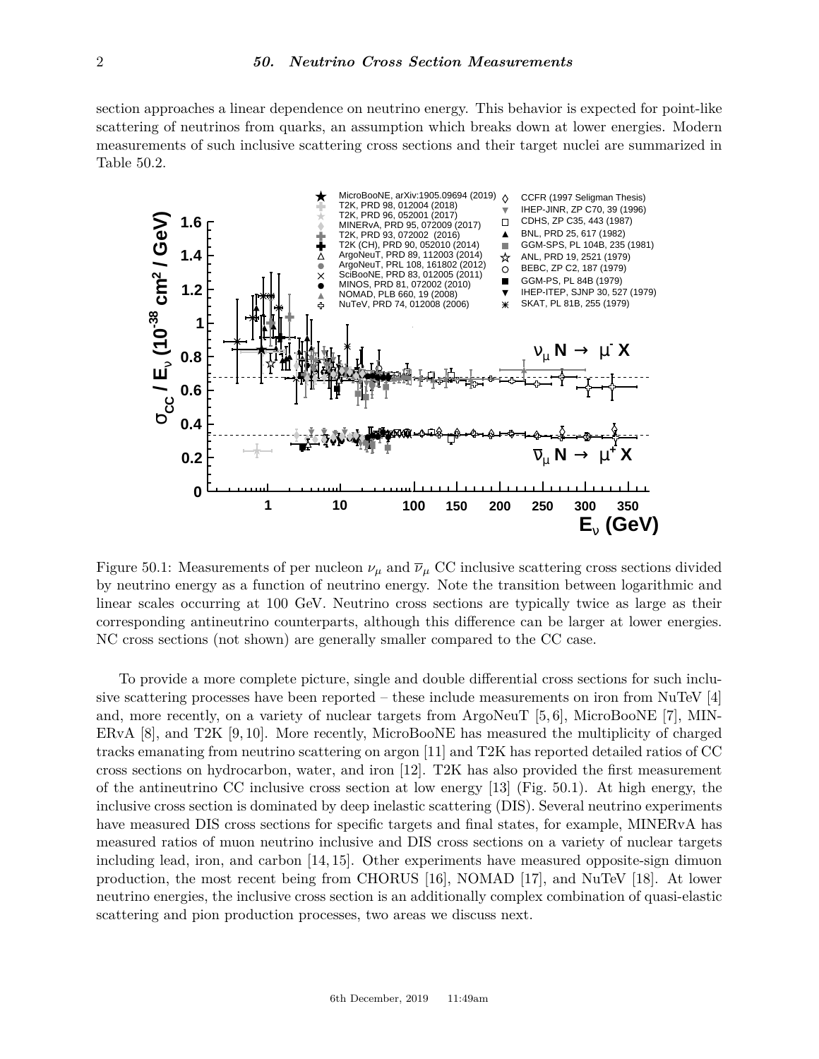section approaches a linear dependence on neutrino energy. This behavior is expected for point-like scattering of neutrinos from quarks, an assumption which breaks down at lower energies. Modern measurements of such inclusive scattering cross sections and their target nuclei are summarized in Table 50.2.

Figure 50.1: Measurements of per nucleon $\nu_\mu$ and $\overline{\nu}_\mu$ CC inclusive scattering cross sections divided by neutrino energy as a function of neutrino energy. Note the transition between logarithmic and linear scales occurring at 100 GeV. Neutrino cross sections are typically twice as large as their corresponding antineutrino counterparts, although this difference can be larger at lower energies. NC cross sections (not shown) are generally smaller compared to the CC case.

To provide a more complete picture, single and double differential cross sections for such inclusive scattering processes have been reported – these include measurements on iron from NuTeV [4] and, more recently, on a variety of nuclear targets from ArgoNeuT [5, 6], MicroBooNE [7], MINERvA [8], and T2K [9, 10]. More recently, MicroBooNE has measured the multiplicity of charged tracks emanating from neutrino scattering on argon [11] and T2K has reported detailed ratios of CC cross sections on hydrocarbon, water, and iron [12]. T2K has also provided the first measurement of the antineutrino CC inclusive cross section at low energy [13] (Fig. 50.1). At high energy, the inclusive cross section is dominated by deep inelastic scattering (DIS). Several neutrino experiments have measured DIS cross sections for specific targets and final states, for example, MINERvA has measured ratios of muon neutrino inclusive and DIS cross sections on a variety of nuclear targets including lead, iron, and carbon [14, 15]. Other experiments have measured opposite-sign dimuon production, the most recent being from CHORUS [16], NOMAD [17], and NuTeV [18]. At lower neutrino energies, the inclusive cross section is an additionally complex combination of quasi-elastic scattering and pion production processes, two areas we discuss next.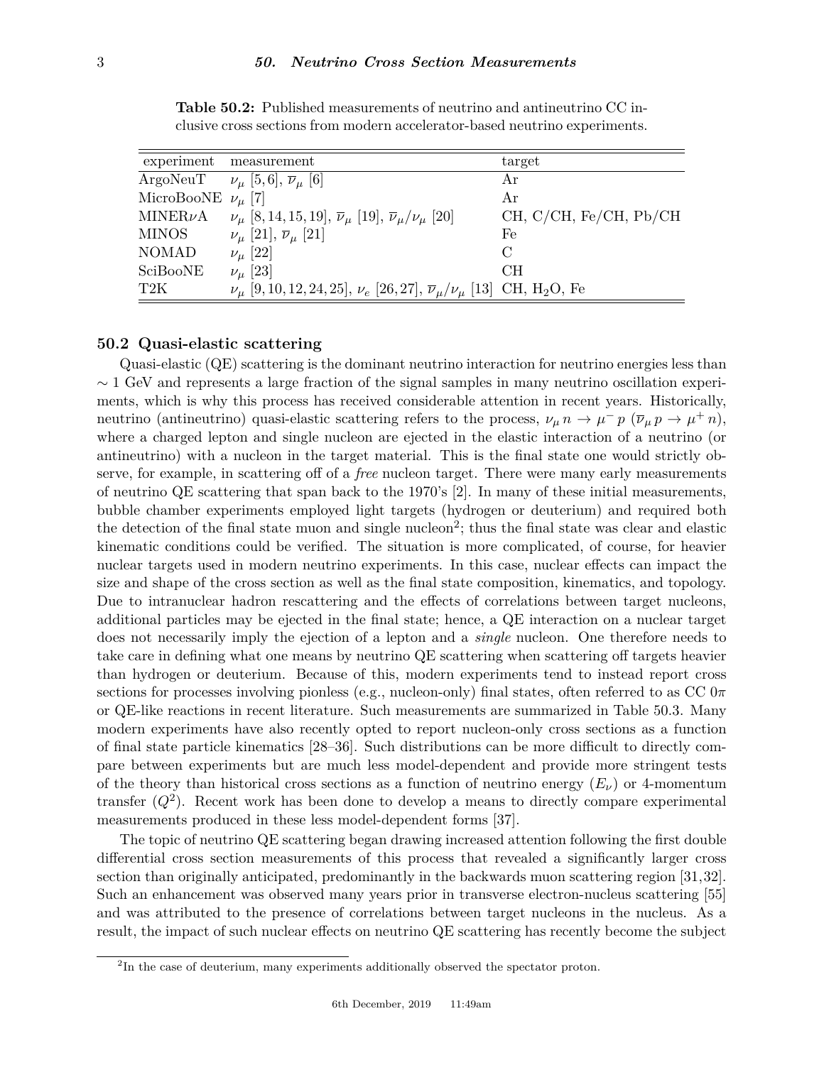**Table 50.2:** Published measurements of neutrino and antineutrino CC inclusive cross sections from modern accelerator-based neutrino experiments.

| experiment | measurement | target |
| --- | --- | --- |
| ArgoNeuT | $\nu_\mu$ [5,6], $\overline{\nu}_\mu$ [6] | Ar |
| MicroBooNE | $\nu_\mu$ [7] | Ar |
| MINER$\nu$A | $\nu_\mu$ [8,14,15,19], $\overline{\nu}_\mu$ [19], $\overline{\nu}_\mu/\nu_\mu$ [20] | CH, C/CH, Fe/CH, Pb/CH |
| MINOS | $\nu_\mu$ [21], $\overline{\nu}_\mu$ [21] | Fe |
| NOMAD | $\nu_\mu$ [22] | C |
| SciBooNE | $\nu_\mu$ [23] | CH |
| T2K | $\nu_\mu$ [9,10,12,24,25], $\nu_e$ [26,27], $\overline{\nu}_\mu/\nu_\mu$ [13] | CH, $H_2O$, Fe |

## 50.2 Quasi-elastic scattering

Quasi-elastic (QE) scattering is the dominant neutrino interaction for neutrino energies less than $\sim 1$ GeV and represents a large fraction of the signal samples in many neutrino oscillation experiments, which is why this process has received considerable attention in recent years. Historically, neutrino (antineutrino) quasi-elastic scattering refers to the process, $\nu_\mu\, n \to \mu^-\, p$ ($\overline{\nu}_\mu\, p \to \mu^+\, n$), where a charged lepton and single nucleon are ejected in the elastic interaction of a neutrino (or antineutrino) with a nucleon in the target material. This is the final state one would strictly observe, for example, in scattering off of a *free* nucleon target. There were many early measurements of neutrino QE scattering that span back to the 1970's [2]. In many of these initial measurements, bubble chamber experiments employed light targets (hydrogen or deuterium) and required both the detection of the final state muon and single nucleon[2]; thus the final state was clear and elastic kinematic conditions could be verified. The situation is more complicated, of course, for heavier nuclear targets used in modern neutrino experiments. In this case, nuclear effects can impact the size and shape of the cross section as well as the final state composition, kinematics, and topology. Due to intranuclear hadron rescattering and the effects of correlations between target nucleons, additional particles may be ejected in the final state; hence, a QE interaction on a nuclear target does not necessarily imply the ejection of a lepton and a *single* nucleon. One therefore needs to take care in defining what one means by neutrino QE scattering when scattering off targets heavier than hydrogen or deuterium. Because of this, modern experiments tend to instead report cross sections for processes involving pionless (e.g., nucleon-only) final states, often referred to as CC $0\pi$ or QE-like reactions in recent literature. Such measurements are summarized in Table 50.3. Many modern experiments have also recently opted to report nucleon-only cross sections as a function of final state particle kinematics [28–36]. Such distributions can be more difficult to directly compare between experiments but are much less model-dependent and provide more stringent tests of the theory than historical cross sections as a function of neutrino energy ($E_\nu$) or 4-momentum transfer ($Q^2$). Recent work has been done to develop a means to directly compare experimental measurements produced in these less model-dependent forms [37].

The topic of neutrino QE scattering began drawing increased attention following the first double differential cross section measurements of this process that revealed a significantly larger cross section than originally anticipated, predominantly in the backwards muon scattering region [31,32]. Such an enhancement was observed many years prior in transverse electron-nucleus scattering [55] and was attributed to the presence of correlations between target nucleons in the nucleus. As a result, the impact of such nuclear effects on neutrino QE scattering has recently become the subject

[2]In the case of deuterium, many experiments additionally observed the spectator proton.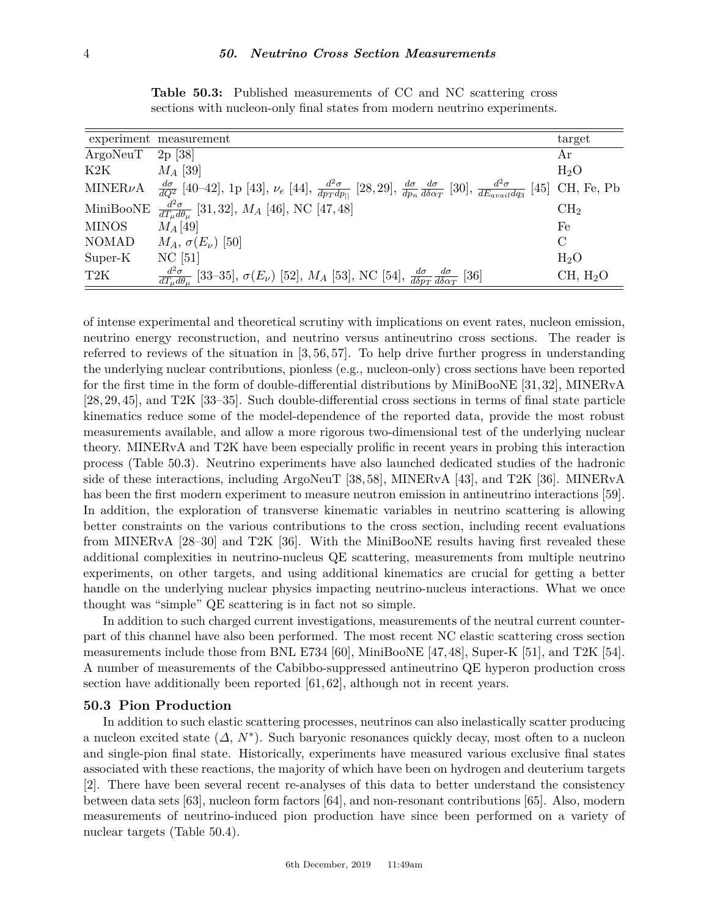**Table 50.3:** Published measurements of CC and NC scattering cross sections with nucleon-only final states from modern neutrino experiments.

| experiment | measurement | target |
|---|---|---|
| ArgoNeuT | 2p [38] | Ar |
| K2K | $M_A$ [39] | $H_2O$ |
| MINER$\nu$A | $\frac{d\sigma}{dQ^2}$ [40–42], 1p [43], $\nu_e$ [44], $\frac{d^2\sigma}{dp_T dp_{\|\|}}$ [28,29], $\frac{d\sigma}{dp_n}$ $\frac{d\sigma}{d\delta\alpha_T}$ [30], $\frac{d^2\sigma}{dE_{avail} dq_3}$ [45] | CH, Fe, Pb |
| MiniBooNE | $\frac{d^2\sigma}{dT_\mu d\theta_\mu}$ [31,32], $M_A$ [46], NC [47,48] | $CH_2$ |
| MINOS | $M_A$[49] | Fe |
| NOMAD | $M_A$, $\sigma(E_\nu)$ [50] | C |
| Super-K | NC [51] | $H_2O$ |
| T2K | $\frac{d^2\sigma}{dT_\mu d\theta_\mu}$ [33–35], $\sigma(E_\nu)$ [52], $M_A$ [53], NC [54], $\frac{d\sigma}{d\delta p_T}$ $\frac{d\sigma}{d\delta\alpha_T}$ [36] | CH, $H_2O$ |

of intense experimental and theoretical scrutiny with implications on event rates, nucleon emission, neutrino energy reconstruction, and neutrino versus antineutrino cross sections. The reader is referred to reviews of the situation in [3, 56, 57]. To help drive further progress in understanding the underlying nuclear contributions, pionless (e.g., nucleon-only) cross sections have been reported for the first time in the form of double-differential distributions by MiniBooNE [31,32], MINERvA [28,29,45], and T2K [33–35]. Such double-differential cross sections in terms of final state particle kinematics reduce some of the model-dependence of the reported data, provide the most robust measurements available, and allow a more rigorous two-dimensional test of the underlying nuclear theory. MINERvA and T2K have been especially prolific in recent years in probing this interaction process (Table 50.3). Neutrino experiments have also launched dedicated studies of the hadronic side of these interactions, including ArgoNeuT [38,58], MINERvA [43], and T2K [36]. MINERvA has been the first modern experiment to measure neutron emission in antineutrino interactions [59]. In addition, the exploration of transverse kinematic variables in neutrino scattering is allowing better constraints on the various contributions to the cross section, including recent evaluations from MINERvA [28–30] and T2K [36]. With the MiniBooNE results having first revealed these additional complexities in neutrino-nucleus QE scattering, measurements from multiple neutrino experiments, on other targets, and using additional kinematics are crucial for getting a better handle on the underlying nuclear physics impacting neutrino-nucleus interactions. What we once thought was "simple" QE scattering is in fact not so simple.

In addition to such charged current investigations, measurements of the neutral current counterpart of this channel have also been performed. The most recent NC elastic scattering cross section measurements include those from BNL E734 [60], MiniBooNE [47,48], Super-K [51], and T2K [54]. A number of measurements of the Cabibbo-suppressed antineutrino QE hyperon production cross section have additionally been reported [61,62], although not in recent years.

## 50.3 Pion Production

In addition to such elastic scattering processes, neutrinos can also inelastically scatter producing a nucleon excited state ($\Delta$, $N^*$). Such baryonic resonances quickly decay, most often to a nucleon and single-pion final state. Historically, experiments have measured various exclusive final states associated with these reactions, the majority of which have been on hydrogen and deuterium targets [2]. There have been several recent re-analyses of this data to better understand the consistency between data sets [63], nucleon form factors [64], and non-resonant contributions [65]. Also, modern measurements of neutrino-induced pion production have since been performed on a variety of nuclear targets (Table 50.4).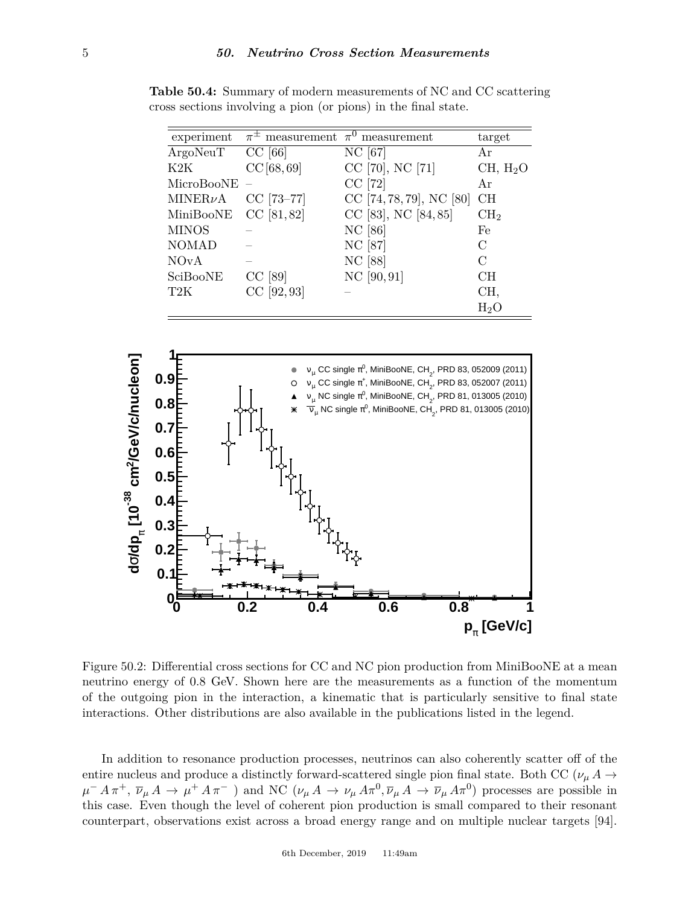**Table 50.4:** Summary of modern measurements of NC and CC scattering cross sections involving a pion (or pions) in the final state.

| experiment | $\pi^{\pm}$ measurement | $\pi^0$ measurement | target |
|---|---|---|---|
| ArgoNeuT | CC [66] | NC [67] | Ar |
| K2K | CC [68, 69] | CC [70], NC [71] | CH, $H_2O$ |
| MicroBooNE | – | CC [72] | Ar |
| MINER$\nu$A | CC [73–77] | CC [74, 78, 79], NC [80] | CH |
| MiniBooNE | CC [81, 82] | CC [83], NC [84, 85] | $CH_2$ |
| MINOS | – | NC [86] | Fe |
| NOMAD | – | NC [87] | C |
| NOvA | – | NC [88] | C |
| SciBooNE | CC [89] | NC [90, 91] | CH |
| T2K | CC [92, 93] | – | CH, $H_2O$ |

Figure 50.2: Differential cross sections for CC and NC pion production from MiniBooNE at a mean neutrino energy of 0.8 GeV. Shown here are the measurements as a function of the momentum of the outgoing pion in the interaction, a kinematic that is particularly sensitive to final state interactions. Other distributions are also available in the publications listed in the legend.

In addition to resonance production processes, neutrinos can also coherently scatter off of the entire nucleus and produce a distinctly forward-scattered single pion final state. Both CC ($\nu_\mu A \rightarrow \mu^- A \pi^+$, $\overline{\nu}_\mu A \rightarrow \mu^+ A \pi^-$ ) and NC ($\nu_\mu A \rightarrow \nu_\mu A \pi^0, \overline{\nu}_\mu A \rightarrow \overline{\nu}_\mu A \pi^0$) processes are possible in this case. Even though the level of coherent pion production is small compared to their resonant counterpart, observations exist across a broad energy range and on multiple nuclear targets [94].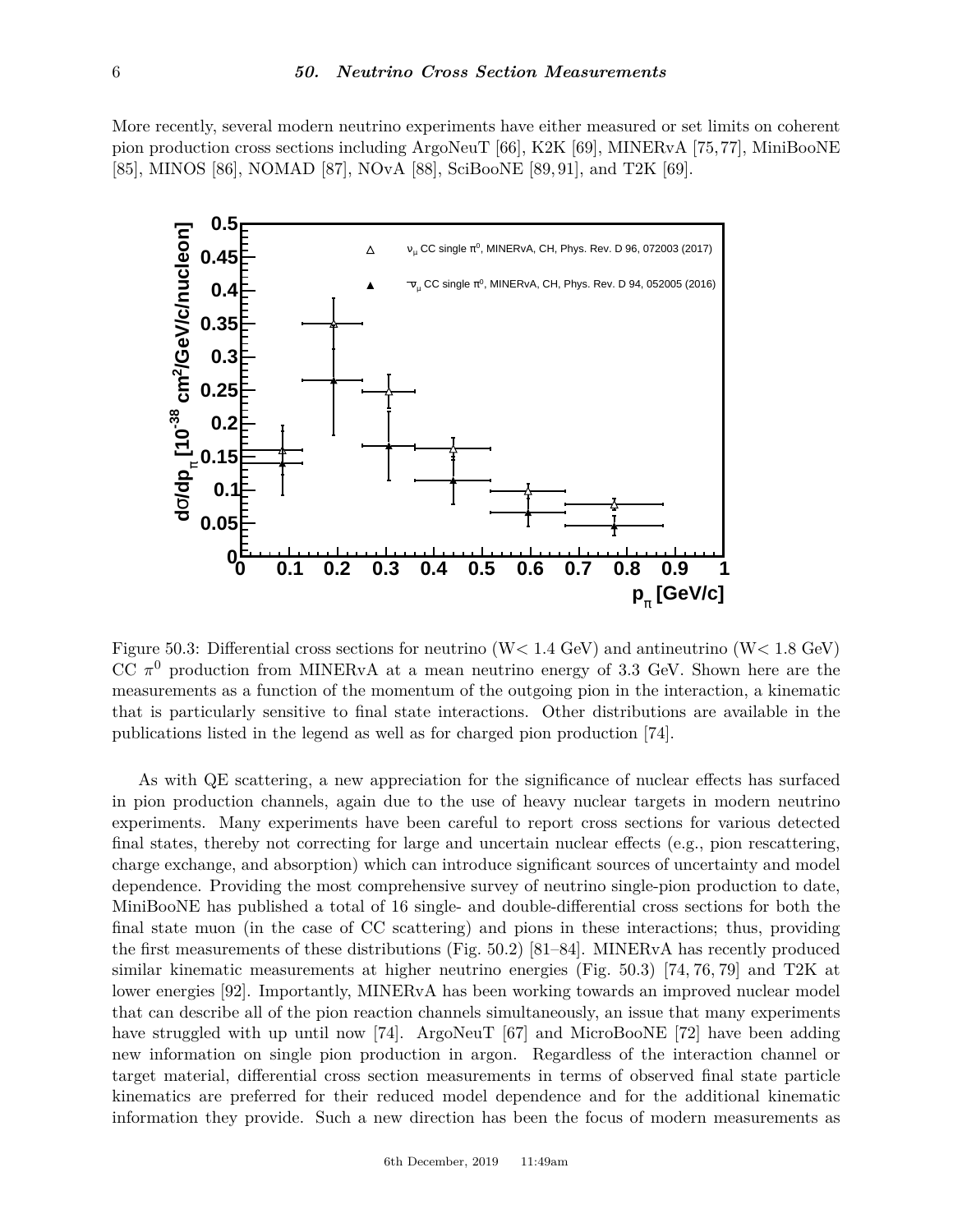More recently, several modern neutrino experiments have either measured or set limits on coherent pion production cross sections including ArgoNeuT [66], K2K [69], MINERvA [75,77], MiniBooNE [85], MINOS [86], NOMAD [87], NOvA [88], SciBooNE [89,91], and T2K [69].

Figure 50.3: Differential cross sections for neutrino (W< 1.4 GeV) and antineutrino (W< 1.8 GeV) CC $\pi^0$ production from MINERvA at a mean neutrino energy of 3.3 GeV. Shown here are the measurements as a function of the momentum of the outgoing pion in the interaction, a kinematic that is particularly sensitive to final state interactions. Other distributions are available in the publications listed in the legend as well as for charged pion production [74].

As with QE scattering, a new appreciation for the significance of nuclear effects has surfaced in pion production channels, again due to the use of heavy nuclear targets in modern neutrino experiments. Many experiments have been careful to report cross sections for various detected final states, thereby not correcting for large and uncertain nuclear effects (e.g., pion rescattering, charge exchange, and absorption) which can introduce significant sources of uncertainty and model dependence. Providing the most comprehensive survey of neutrino single-pion production to date, MiniBooNE has published a total of 16 single- and double-differential cross sections for both the final state muon (in the case of CC scattering) and pions in these interactions; thus, providing the first measurements of these distributions (Fig. 50.2) [81–84]. MINERvA has recently produced similar kinematic measurements at higher neutrino energies (Fig. 50.3) [74, 76, 79] and T2K at lower energies [92]. Importantly, MINERvA has been working towards an improved nuclear model that can describe all of the pion reaction channels simultaneously, an issue that many experiments have struggled with up until now [74]. ArgoNeuT [67] and MicroBooNE [72] have been adding new information on single pion production in argon. Regardless of the interaction channel or target material, differential cross section measurements in terms of observed final state particle kinematics are preferred for their reduced model dependence and for the additional kinematic information they provide. Such a new direction has been the focus of modern measurements as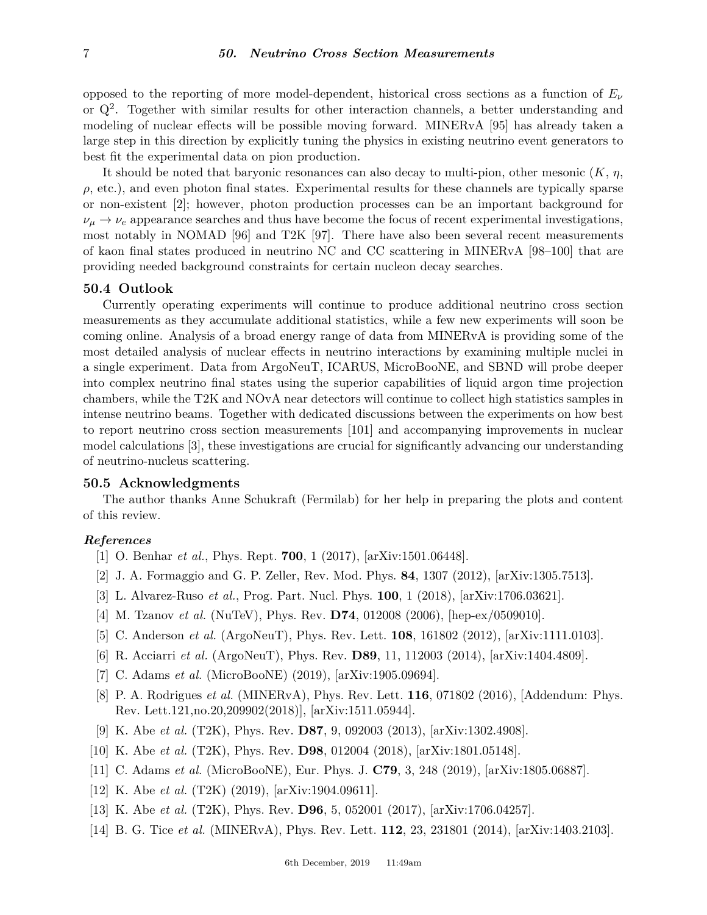opposed to the reporting of more model-dependent, historical cross sections as a function of $E_\nu$ or $Q^2$. Together with similar results for other interaction channels, a better understanding and modeling of nuclear effects will be possible moving forward. MINERvA [95] has already taken a large step in this direction by explicitly tuning the physics in existing neutrino event generators to best fit the experimental data on pion production.

It should be noted that baryonic resonances can also decay to multi-pion, other mesonic ($K$, $\eta$, $\rho$, etc.), and even photon final states. Experimental results for these channels are typically sparse or non-existent [2]; however, photon production processes can be an important background for $\nu_\mu \to \nu_e$ appearance searches and thus have become the focus of recent experimental investigations, most notably in NOMAD [96] and T2K [97]. There have also been several recent measurements of kaon final states produced in neutrino NC and CC scattering in MINERvA [98–100] that are providing needed background constraints for certain nucleon decay searches.

## 50.4 Outlook

Currently operating experiments will continue to produce additional neutrino cross section measurements as they accumulate additional statistics, while a few new experiments will soon be coming online. Analysis of a broad energy range of data from MINERvA is providing some of the most detailed analysis of nuclear effects in neutrino interactions by examining multiple nuclei in a single experiment. Data from ArgoNeuT, ICARUS, MicroBooNE, and SBND will probe deeper into complex neutrino final states using the superior capabilities of liquid argon time projection chambers, while the T2K and NOvA near detectors will continue to collect high statistics samples in intense neutrino beams. Together with dedicated discussions between the experiments on how best to report neutrino cross section measurements [101] and accompanying improvements in nuclear model calculations [3], these investigations are crucial for significantly advancing our understanding of neutrino-nucleus scattering.

## 50.5 Acknowledgments

The author thanks Anne Schukraft (Fermilab) for her help in preparing the plots and content of this review.

### *References*

[1] O. Benhar *et al.*, Phys. Rept. **700**, 1 (2017), [arXiv:1501.06448].

[2] J. A. Formaggio and G. P. Zeller, Rev. Mod. Phys. **84**, 1307 (2012), [arXiv:1305.7513].

[3] L. Alvarez-Ruso *et al.*, Prog. Part. Nucl. Phys. **100**, 1 (2018), [arXiv:1706.03621].

[4] M. Tzanov *et al.* (NuTeV), Phys. Rev. **D74**, 012008 (2006), [hep-ex/0509010].

[5] C. Anderson *et al.* (ArgoNeuT), Phys. Rev. Lett. **108**, 161802 (2012), [arXiv:1111.0103].

[6] R. Acciarri *et al.* (ArgoNeuT), Phys. Rev. **D89**, 11, 112003 (2014), [arXiv:1404.4809].

[7] C. Adams *et al.* (MicroBooNE) (2019), [arXiv:1905.09694].

[8] P. A. Rodrigues *et al.* (MINERvA), Phys. Rev. Lett. **116**, 071802 (2016), [Addendum: Phys. Rev. Lett.121,no.20,209902(2018)], [arXiv:1511.05944].

[9] K. Abe *et al.* (T2K), Phys. Rev. **D87**, 9, 092003 (2013), [arXiv:1302.4908].

[10] K. Abe *et al.* (T2K), Phys. Rev. **D98**, 012004 (2018), [arXiv:1801.05148].

[11] C. Adams *et al.* (MicroBooNE), Eur. Phys. J. **C79**, 3, 248 (2019), [arXiv:1805.06887].

[12] K. Abe *et al.* (T2K) (2019), [arXiv:1904.09611].

[13] K. Abe *et al.* (T2K), Phys. Rev. **D96**, 5, 052001 (2017), [arXiv:1706.04257].

[14] B. G. Tice *et al.* (MINERvA), Phys. Rev. Lett. **112**, 23, 231801 (2014), [arXiv:1403.2103].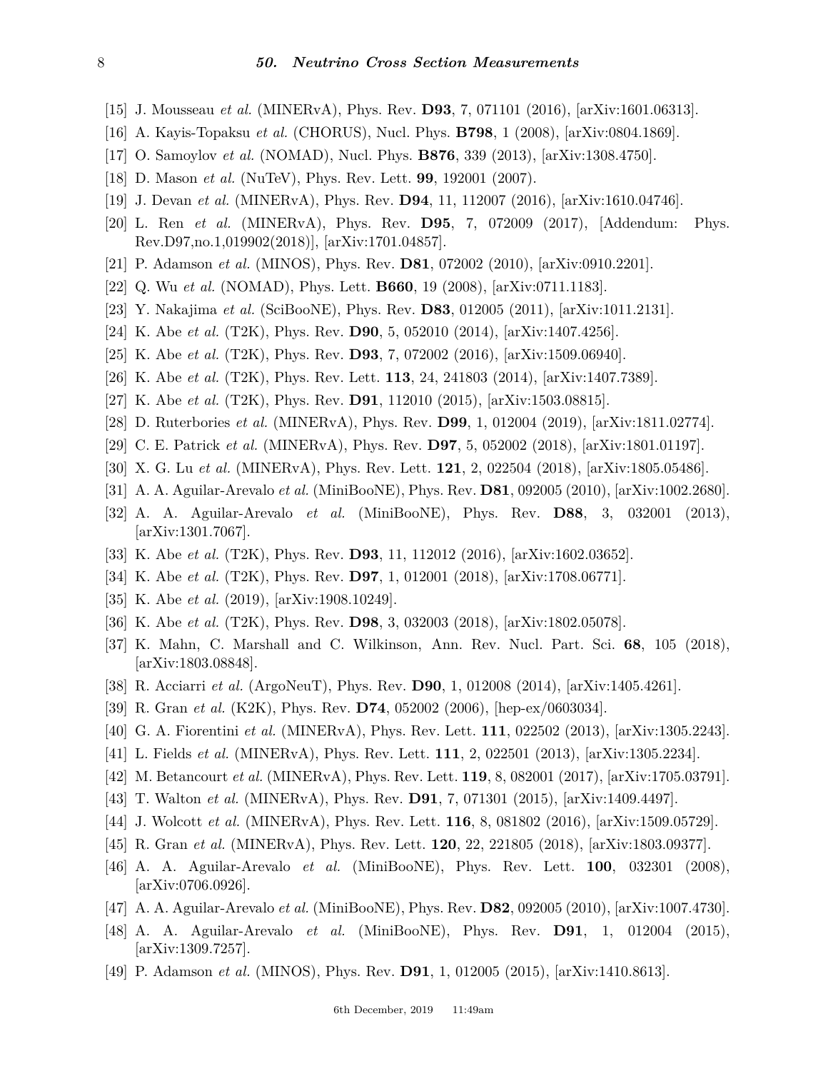[15] J. Mousseau *et al.* (MINERvA), Phys. Rev. **D93**, 7, 071101 (2016), [arXiv:1601.06313].

[16] A. Kayis-Topaksu *et al.* (CHORUS), Nucl. Phys. **B798**, 1 (2008), [arXiv:0804.1869].

[17] O. Samoylov *et al.* (NOMAD), Nucl. Phys. **B876**, 339 (2013), [arXiv:1308.4750].

[18] D. Mason *et al.* (NuTeV), Phys. Rev. Lett. **99**, 192001 (2007).

[19] J. Devan *et al.* (MINERvA), Phys. Rev. **D94**, 11, 112007 (2016), [arXiv:1610.04746].

[20] L. Ren *et al.* (MINERvA), Phys. Rev. **D95**, 7, 072009 (2017), [Addendum: Phys. Rev.D97,no.1,019902(2018)], [arXiv:1701.04857].

[21] P. Adamson *et al.* (MINOS), Phys. Rev. **D81**, 072002 (2010), [arXiv:0910.2201].

[22] Q. Wu *et al.* (NOMAD), Phys. Lett. **B660**, 19 (2008), [arXiv:0711.1183].

[23] Y. Nakajima *et al.* (SciBooNE), Phys. Rev. **D83**, 012005 (2011), [arXiv:1011.2131].

[24] K. Abe *et al.* (T2K), Phys. Rev. **D90**, 5, 052010 (2014), [arXiv:1407.4256].

[25] K. Abe *et al.* (T2K), Phys. Rev. **D93**, 7, 072002 (2016), [arXiv:1509.06940].

[26] K. Abe *et al.* (T2K), Phys. Rev. Lett. **113**, 24, 241803 (2014), [arXiv:1407.7389].

[27] K. Abe *et al.* (T2K), Phys. Rev. **D91**, 112010 (2015), [arXiv:1503.08815].

[28] D. Ruterbories *et al.* (MINERvA), Phys. Rev. **D99**, 1, 012004 (2019), [arXiv:1811.02774].

[29] C. E. Patrick *et al.* (MINERvA), Phys. Rev. **D97**, 5, 052002 (2018), [arXiv:1801.01197].

[30] X. G. Lu *et al.* (MINERvA), Phys. Rev. Lett. **121**, 2, 022504 (2018), [arXiv:1805.05486].

[31] A. A. Aguilar-Arevalo *et al.* (MiniBooNE), Phys. Rev. **D81**, 092005 (2010), [arXiv:1002.2680].

[32] A. A. Aguilar-Arevalo *et al.* (MiniBooNE), Phys. Rev. **D88**, 3, 032001 (2013), [arXiv:1301.7067].

[33] K. Abe *et al.* (T2K), Phys. Rev. **D93**, 11, 112012 (2016), [arXiv:1602.03652].

[34] K. Abe *et al.* (T2K), Phys. Rev. **D97**, 1, 012001 (2018), [arXiv:1708.06771].

[35] K. Abe *et al.* (2019), [arXiv:1908.10249].

[36] K. Abe *et al.* (T2K), Phys. Rev. **D98**, 3, 032003 (2018), [arXiv:1802.05078].

[37] K. Mahn, C. Marshall and C. Wilkinson, Ann. Rev. Nucl. Part. Sci. **68**, 105 (2018), [arXiv:1803.08848].

[38] R. Acciarri *et al.* (ArgoNeuT), Phys. Rev. **D90**, 1, 012008 (2014), [arXiv:1405.4261].

[39] R. Gran *et al.* (K2K), Phys. Rev. **D74**, 052002 (2006), [hep-ex/0603034].

[40] G. A. Fiorentini *et al.* (MINERvA), Phys. Rev. Lett. **111**, 022502 (2013), [arXiv:1305.2243].

[41] L. Fields *et al.* (MINERvA), Phys. Rev. Lett. **111**, 2, 022501 (2013), [arXiv:1305.2234].

[42] M. Betancourt *et al.* (MINERvA), Phys. Rev. Lett. **119**, 8, 082001 (2017), [arXiv:1705.03791].

[43] T. Walton *et al.* (MINERvA), Phys. Rev. **D91**, 7, 071301 (2015), [arXiv:1409.4497].

[44] J. Wolcott *et al.* (MINERvA), Phys. Rev. Lett. **116**, 8, 081802 (2016), [arXiv:1509.05729].

[45] R. Gran *et al.* (MINERvA), Phys. Rev. Lett. **120**, 22, 221805 (2018), [arXiv:1803.09377].

[46] A. A. Aguilar-Arevalo *et al.* (MiniBooNE), Phys. Rev. Lett. **100**, 032301 (2008), [arXiv:0706.0926].

[47] A. A. Aguilar-Arevalo *et al.* (MiniBooNE), Phys. Rev. **D82**, 092005 (2010), [arXiv:1007.4730].

[48] A. A. Aguilar-Arevalo *et al.* (MiniBooNE), Phys. Rev. **D91**, 1, 012004 (2015), [arXiv:1309.7257].

[49] P. Adamson *et al.* (MINOS), Phys. Rev. **D91**, 1, 012005 (2015), [arXiv:1410.8613].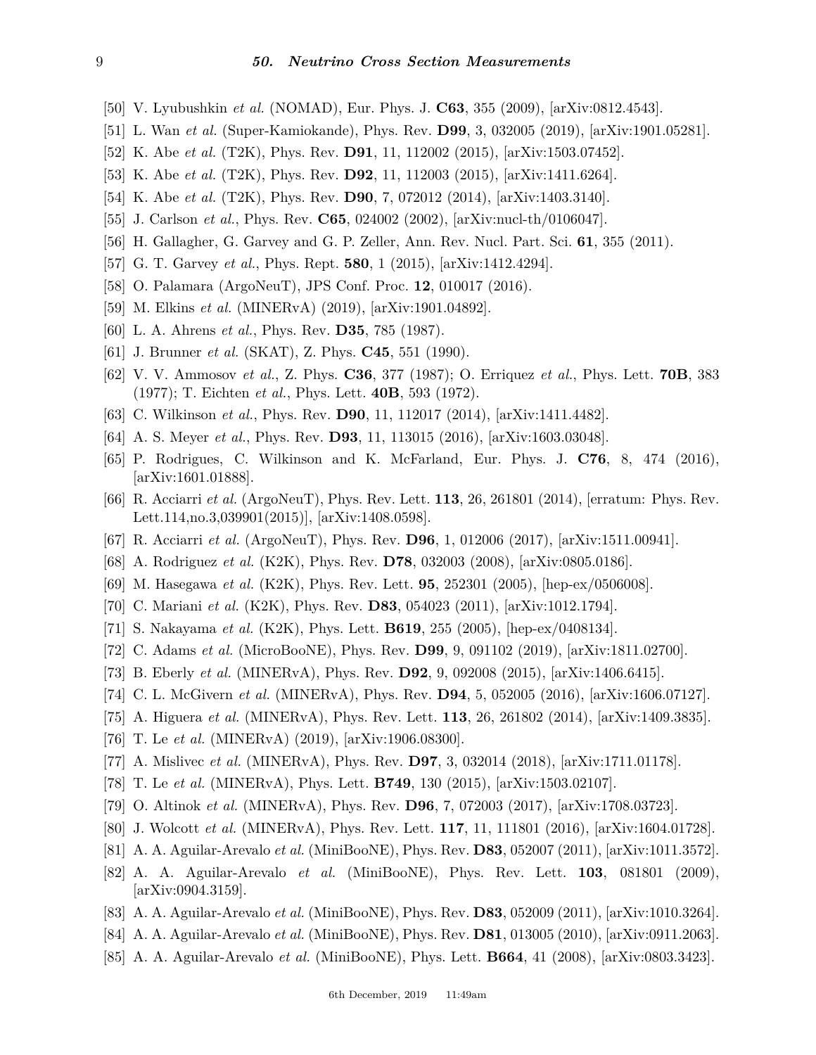[50] V. Lyubushkin *et al.* (NOMAD), Eur. Phys. J. **C63**, 355 (2009), [arXiv:0812.4543].

[51] L. Wan *et al.* (Super-Kamiokande), Phys. Rev. **D99**, 3, 032005 (2019), [arXiv:1901.05281].

[52] K. Abe *et al.* (T2K), Phys. Rev. **D91**, 11, 112002 (2015), [arXiv:1503.07452].

[53] K. Abe *et al.* (T2K), Phys. Rev. **D92**, 11, 112003 (2015), [arXiv:1411.6264].

[54] K. Abe *et al.* (T2K), Phys. Rev. **D90**, 7, 072012 (2014), [arXiv:1403.3140].

[55] J. Carlson *et al.*, Phys. Rev. **C65**, 024002 (2002), [arXiv:nucl-th/0106047].

[56] H. Gallagher, G. Garvey and G. P. Zeller, Ann. Rev. Nucl. Part. Sci. **61**, 355 (2011).

[57] G. T. Garvey *et al.*, Phys. Rept. **580**, 1 (2015), [arXiv:1412.4294].

[58] O. Palamara (ArgoNeuT), JPS Conf. Proc. **12**, 010017 (2016).

[59] M. Elkins *et al.* (MINERvA) (2019), [arXiv:1901.04892].

[60] L. A. Ahrens *et al.*, Phys. Rev. **D35**, 785 (1987).

[61] J. Brunner *et al.* (SKAT), Z. Phys. **C45**, 551 (1990).

[62] V. V. Ammosov *et al.*, Z. Phys. **C36**, 377 (1987); O. Erriquez *et al.*, Phys. Lett. **70B**, 383 (1977); T. Eichten *et al.*, Phys. Lett. **40B**, 593 (1972).

[63] C. Wilkinson *et al.*, Phys. Rev. **D90**, 11, 112017 (2014), [arXiv:1411.4482].

[64] A. S. Meyer *et al.*, Phys. Rev. **D93**, 11, 113015 (2016), [arXiv:1603.03048].

[65] P. Rodrigues, C. Wilkinson and K. McFarland, Eur. Phys. J. **C76**, 8, 474 (2016), [arXiv:1601.01888].

[66] R. Acciarri *et al.* (ArgoNeuT), Phys. Rev. Lett. **113**, 26, 261801 (2014), [erratum: Phys. Rev. Lett.114,no.3,039901(2015)], [arXiv:1408.0598].

[67] R. Acciarri *et al.* (ArgoNeuT), Phys. Rev. **D96**, 1, 012006 (2017), [arXiv:1511.00941].

[68] A. Rodriguez *et al.* (K2K), Phys. Rev. **D78**, 032003 (2008), [arXiv:0805.0186].

[69] M. Hasegawa *et al.* (K2K), Phys. Rev. Lett. **95**, 252301 (2005), [hep-ex/0506008].

[70] C. Mariani *et al.* (K2K), Phys. Rev. **D83**, 054023 (2011), [arXiv:1012.1794].

[71] S. Nakayama *et al.* (K2K), Phys. Lett. **B619**, 255 (2005), [hep-ex/0408134].

[72] C. Adams *et al.* (MicroBooNE), Phys. Rev. **D99**, 9, 091102 (2019), [arXiv:1811.02700].

[73] B. Eberly *et al.* (MINERvA), Phys. Rev. **D92**, 9, 092008 (2015), [arXiv:1406.6415].

[74] C. L. McGivern *et al.* (MINERvA), Phys. Rev. **D94**, 5, 052005 (2016), [arXiv:1606.07127].

[75] A. Higuera *et al.* (MINERvA), Phys. Rev. Lett. **113**, 26, 261802 (2014), [arXiv:1409.3835].

[76] T. Le *et al.* (MINERvA) (2019), [arXiv:1906.08300].

[77] A. Mislivec *et al.* (MINERvA), Phys. Rev. **D97**, 3, 032014 (2018), [arXiv:1711.01178].

[78] T. Le *et al.* (MINERvA), Phys. Lett. **B749**, 130 (2015), [arXiv:1503.02107].

[79] O. Altinok *et al.* (MINERvA), Phys. Rev. **D96**, 7, 072003 (2017), [arXiv:1708.03723].

[80] J. Wolcott *et al.* (MINERvA), Phys. Rev. Lett. **117**, 11, 111801 (2016), [arXiv:1604.01728].

[81] A. A. Aguilar-Arevalo *et al.* (MiniBooNE), Phys. Rev. **D83**, 052007 (2011), [arXiv:1011.3572].

[82] A. A. Aguilar-Arevalo *et al.* (MiniBooNE), Phys. Rev. Lett. **103**, 081801 (2009), [arXiv:0904.3159].

[83] A. A. Aguilar-Arevalo *et al.* (MiniBooNE), Phys. Rev. **D83**, 052009 (2011), [arXiv:1010.3264].

[84] A. A. Aguilar-Arevalo *et al.* (MiniBooNE), Phys. Rev. **D81**, 013005 (2010), [arXiv:0911.2063].

[85] A. A. Aguilar-Arevalo *et al.* (MiniBooNE), Phys. Lett. **B664**, 41 (2008), [arXiv:0803.3423].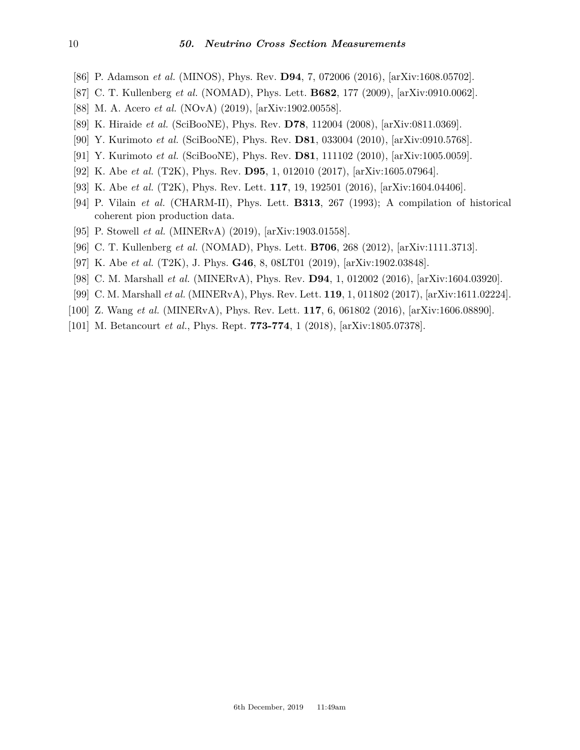[86] P. Adamson *et al.* (MINOS), Phys. Rev. **D94**, 7, 072006 (2016), [arXiv:1608.05702].

[87] C. T. Kullenberg *et al.* (NOMAD), Phys. Lett. **B682**, 177 (2009), [arXiv:0910.0062].

[88] M. A. Acero *et al.* (NOvA) (2019), [arXiv:1902.00558].

[89] K. Hiraide *et al.* (SciBooNE), Phys. Rev. **D78**, 112004 (2008), [arXiv:0811.0369].

[90] Y. Kurimoto *et al.* (SciBooNE), Phys. Rev. **D81**, 033004 (2010), [arXiv:0910.5768].

[91] Y. Kurimoto *et al.* (SciBooNE), Phys. Rev. **D81**, 111102 (2010), [arXiv:1005.0059].

[92] K. Abe *et al.* (T2K), Phys. Rev. **D95**, 1, 012010 (2017), [arXiv:1605.07964].

[93] K. Abe *et al.* (T2K), Phys. Rev. Lett. **117**, 19, 192501 (2016), [arXiv:1604.04406].

[94] P. Vilain *et al.* (CHARM-II), Phys. Lett. **B313**, 267 (1993); A compilation of historical coherent pion production data.

[95] P. Stowell *et al.* (MINERvA) (2019), [arXiv:1903.01558].

[96] C. T. Kullenberg *et al.* (NOMAD), Phys. Lett. **B706**, 268 (2012), [arXiv:1111.3713].

[97] K. Abe *et al.* (T2K), J. Phys. **G46**, 8, 08LT01 (2019), [arXiv:1902.03848].

[98] C. M. Marshall *et al.* (MINERvA), Phys. Rev. **D94**, 1, 012002 (2016), [arXiv:1604.03920].

[99] C. M. Marshall *et al.* (MINERvA), Phys. Rev. Lett. **119**, 1, 011802 (2017), [arXiv:1611.02224].

[100] Z. Wang *et al.* (MINERvA), Phys. Rev. Lett. **117**, 6, 061802 (2016), [arXiv:1606.08890].

[101] M. Betancourt *et al.*, Phys. Rept. **773-774**, 1 (2018), [arXiv:1805.07378].